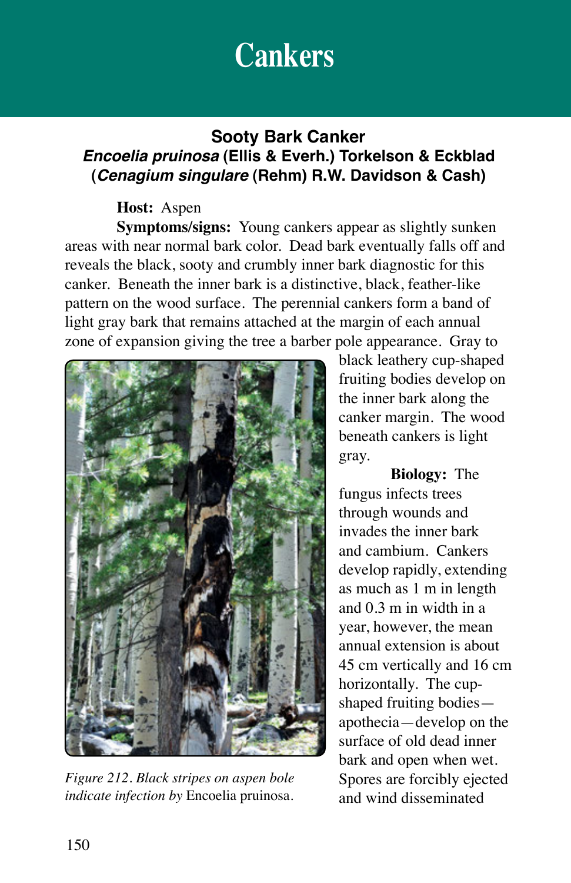# Cankers

## Sooty Bark Canker

### *Encoelia pruinosa* (Ellis & Everh.) Torkelson & Eckblad (*Cenagium singulare* (Rehm) R.W. Davidson & Cash)

**Host:** Aspen

**Symptoms/signs:** Young cankers appear as slightly sunken areas with near normal bark color. Dead bark eventually falls off and reveals the black, sooty and crumbly inner bark diagnostic for this canker. Beneath the inner bark is a distinctive, black, feather-like pattern on the wood surface. The perennial cankers form a band of light gray bark that remains attached at the margin of each annual zone of expansion giving the tree a barber pole appearance. Gray to black leathery cup-shaped fruiting bodies develop on the inner bark along the canker margin. The wood beneath cankers is light gray.

*Figure 212. Black stripes on aspen bole indicate infection by* Encoelia pruinosa.

**Biology:** The fungus infects trees through wounds and invades the inner bark and cambium. Cankers develop rapidly, extending as much as 1 m in length and 0.3 m in width in a year, however, the mean annual extension is about 45 cm vertically and 16 cm horizontally. The cup-shaped fruiting bodies—apothecia—develop on the surface of old dead inner bark and open when wet. Spores are forcibly ejected and wind disseminated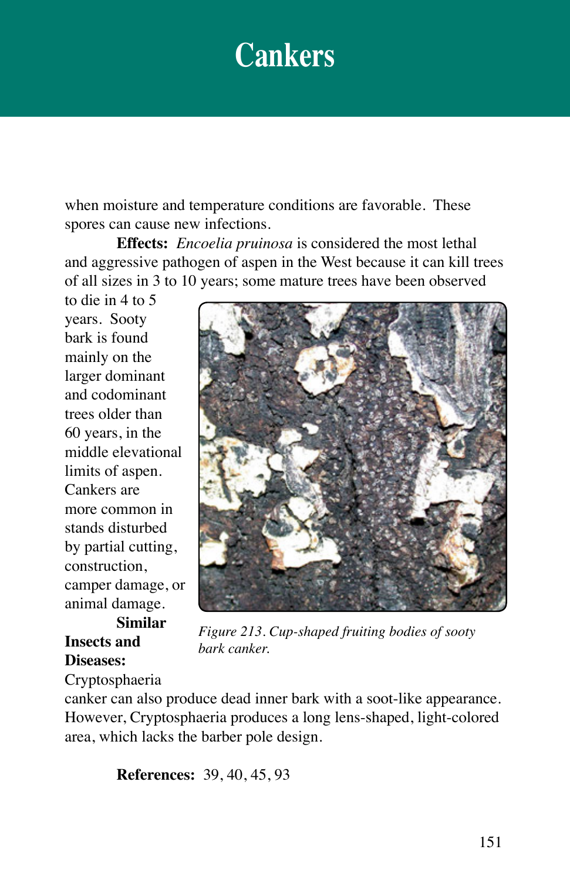# Cankers

when moisture and temperature conditions are favorable. These spores can cause new infections.

**Effects:** *Encoelia pruinosa* is considered the most lethal and aggressive pathogen of aspen in the West because it can kill trees of all sizes in 3 to 10 years; some mature trees have been observed to die in 4 to 5 years. Sooty bark is found mainly on the larger dominant and codominant trees older than 60 years, in the middle elevational limits of aspen. Cankers are more common in stands disturbed by partial cutting, construction, camper damage, or animal damage.

*Figure 213. Cup-shaped fruiting bodies of sooty bark canker.*

**Similar Insects and Diseases:** Cryptosphaeria canker can also produce dead inner bark with a soot-like appearance. However, Cryptosphaeria produces a long lens-shaped, light-colored area, which lacks the barber pole design.

**References:** 39, 40, 45, 93